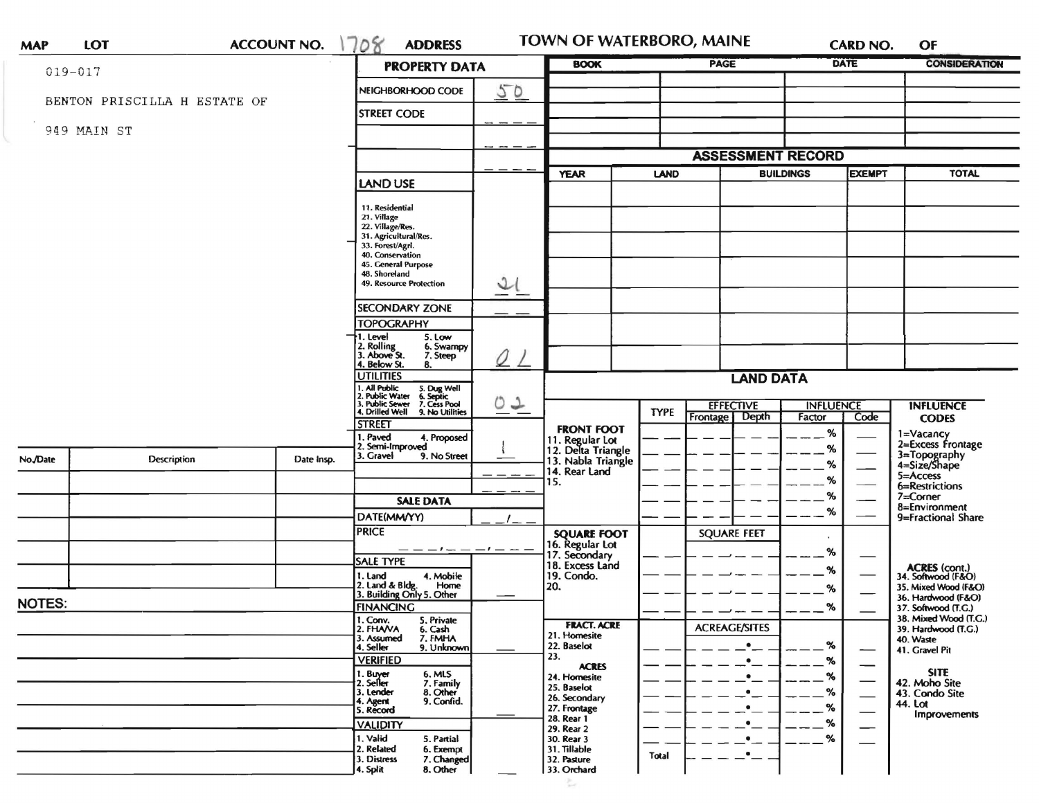MAP LOT ACCOUNT NO. 1708 ADDRESS **TOWN OF WATERBORO, MAINE** CARD NO. OF

019-017

BENTON PRISCILLA H ESTATE OF

949 MAIN ST

## PROPERTY DATA

| | |
|---|---|
| NEIGHBORHOOD CODE | 50 |
| STREET CODE | |

**LAND USE**

11. Residential
21. Village
22. Village/Res.
31. Agricultural/Res.
33. Forest/Agri.
40. Conservation
45. General Purpose
48. Shoreland
49. Resource Protection

21

**SECONDARY ZONE**

**TOPOGRAPHY**

1. Level
2. Rolling
3. Above St.
4. Below St.
5. Low
6. Swampy
7. Steep
8.

01

**UTILITIES**

1. All Public
2. Public Water
3. Public Sewer
4. Drilled Well
5. Dug Well
6. Septic
7. Cess Pool
9. No Utilities

02

**STREET**

1. Paved
2. Semi-Improved
3. Gravel
4. Proposed
9. No Street

1

## SALE DATA

DATE(MM/YY)

PRICE

**SALE TYPE**

1. Land
2. Land & Bldg.
3. Building Only
4. Mobile Home
5. Other

**FINANCING**

1. Conv.
2. FHA/VA
3. Assumed
4. Seller
5. Private
6. Cash
7. FMHA
9. Unknown

**VERIFIED**

1. Buyer
2. Seller
3. Lender
4. Agent
5. Record
6. MLS
7. Family
8. Other
9. Confid.

**VALIDITY**

1. Valid
2. Related
3. Distress
4. Split
5. Partial
6. Exempt
7. Changed
8. Other

| BOOK | PAGE | DATE | CONSIDERATION |
|---|---|---|---|
| | | | |
| | | | |
| | | | |
| | | | |

## ASSESSMENT RECORD

| YEAR | LAND | BUILDINGS | EXEMPT | TOTAL |
|---|---|---|---|---|
| | | | | |
| | | | | |
| | | | | |
| | | | | |
| | | | | |
| | | | | |
| | | | | |

## LAND DATA

| | TYPE | EFFECTIVE Frontage | EFFECTIVE Depth | INFLUENCE Factor | INFLUENCE Code |
|---|---|---|---|---|---|
| **FRONT FOOT** 11. Regular Lot | | | | % | |
| 12. Delta Triangle | | | | % | |
| 13. Nabla Triangle | | | | % | |
| 14. Rear Land | | | | % | |
| 15. | | | | % | |
| | | | | % | |
| **SQUARE FOOT** 16. Regular Lot | | SQUARE FEET | | % | |
| 17. Secondary | | | | % | |
| 18. Excess Land | | | | % | |
| 19. Condo. | | | | % | |
| 20. | | | | | |
| **FRACT. ACRE** 21. Homesite | | ACREAGE/SITES | | % | |
| 22. Baselot | | | | % | |
| 23. | | | | % | |
| **ACRES** 24. Homesite | | | | % | |
| 25. Baselot | | | | % | |
| 26. Secondary | | | | % | |
| 27. Frontage | | | | % | |
| 28. Rear 1 | | | | | |
| 29. Rear 2 | | | | | |
| 30. Rear 3 | | | | | |
| 31. Tillable | Total | | | | |
| 32. Pasture | | | | | |
| 33. Orchard | | | | | |

**INFLUENCE CODES**

1=Vacancy
2=Excess Frontage
3=Topography
4=Size/Shape
5=Access
6=Restrictions
7=Corner
8=Environment
9=Fractional Share

**ACRES (cont.)**

34. Softwood (F&O)
35. Mixed Wood (F&O)
36. Hardwood (F&O)
37. Softwood (T.G.)
38. Mixed Wood (T.G.)
39. Hardwood (T.G.)
40. Waste
41. Gravel Pit

**SITE**

42. Moho Site
43. Condo Site
44. Lot Improvements

| No./Date | Description | Date Insp. |
|---|---|---|
| | | |
| | | |
| | | |
| | | |
| | | |

**NOTES:**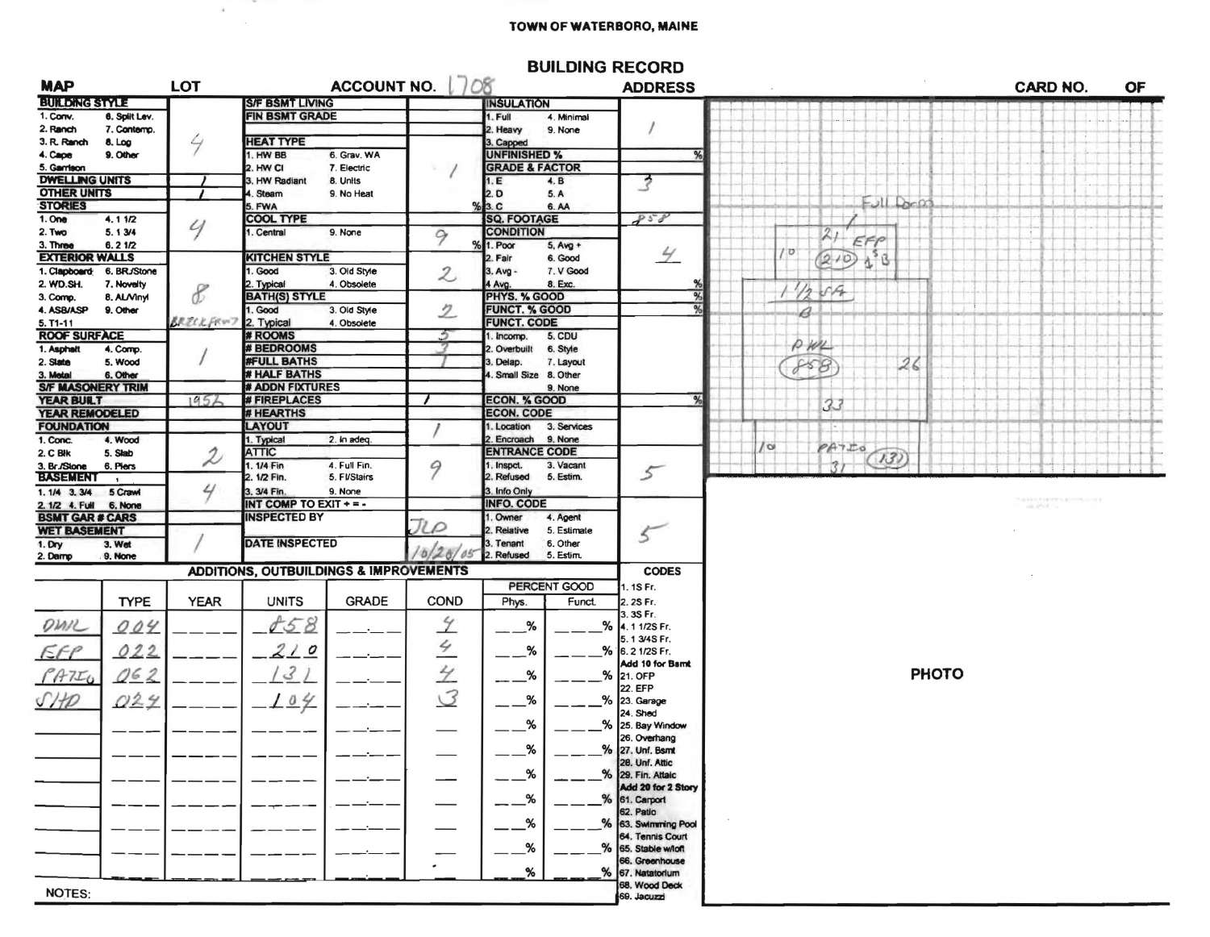TOWN OF WATERBORO, MAINE

# BUILDING RECORD

**MAP** | **LOT** | **ACCOUNT NO.** 1708 | **ADDRESS** | **CARD NO.** | **OF**

| | |
|---|---|
| **BUILDING STYLE** (1. Conv. 2. Ranch 3. R. Ranch 4. Cape 5. Garrison 6. Split Lev. 7. Contemp. 8. Log 9. Other) | 4 |
| **DWELLING UNITS** | 1 |
| **OTHER UNITS** | 1 |
| **STORIES** (1. One 2. Two 3. Three 4. 1 1/2 5. 1 3/4 6. 2 1/2) | 4 |
| **EXTERIOR WALLS** (1. Clapboard 2. WD.SH. 3. Comp. 4. ASB/ASP 5. T1-11 6. BR/Stone 7. Novelty 8. AL/Vinyl 9. Other) | 8 BRICK FRONT |
| **ROOF SURFACE** (1. Asphalt 2. Slate 3. Metal 4. Comp. 5. Wood 6. Other) | 1 |
| **S/F MASONRY TRIM** | |
| **YEAR BUILT** | 1952 |
| **YEAR REMODELED** | |
| **FOUNDATION** (1. Conc. 2. C Blk 3. Br./Stone 4. Wood 5. Slab 6. Piers) | 2 |
| **BASEMENT** (1. 1/4 2. 1/2 3. 3/4 4. Full 5 Crawl 6. None) | 4 |
| **BSMT GAR # CARS** | |
| **WET BASEMENT** (1. Dry 2. Damp 3. Wet 9. None) | 1 |

| | |
|---|---|
| **S/F BSMT LIVING** | |
| **FIN BSMT GRADE** | |
| **HEAT TYPE** (1. HW BB 2. HW CI 3. HW Radiant 4. Steam 5. FWA 6. Grav. WA 7. Electric 8. Units 9. No Heat) | 1 % |
| **COOL TYPE** (1. Central 9. None) | 9 % |
| **KITCHEN STYLE** (1. Good 2. Typical 3. Old Style 4. Obsolete) | 2 |
| **BATH(S) STYLE** (1. Good 2. Typical 3. Old Style 4. Obsolete) | 2 |
| **# ROOMS** | 5 |
| **# BEDROOMS** | 3 |
| **#FULL BATHS** | 1 |
| **# HALF BATHS** | |
| **# ADDN FIXTURES** | |
| **# FIREPLACES** | 1 |
| **# HEARTHS** | |
| **LAYOUT** (1. Typical 2. In adeq.) | 1 |
| **ATTIC** (1. 1/4 Fin 2. 1/2 Fin. 3. 3/4 Fin. 4. Full Fin. 5. Fl/Stairs 9. None) | 9 |
| **INT COMP TO EXIT + = -** | |
| **INSPECTED BY** | JLD |
| **DATE INSPECTED** | 10/20/05 |

| | |
|---|---|
| **INSULATION** (1. Full 2. Heavy 3. Capped 4. Minimal 9. None) | 1 |
| **UNFINISHED %** | % |
| **GRADE & FACTOR** (1. E 2. D 3. C 4. B 5. A 6. AA) | 3 |
| **SQ. FOOTAGE** | 858 |
| **CONDITION** (1. Poor 2. Fair 3. Avg - 4 Avg. 5. Avg + 6. Good 7. V Good 8. Exc.) | 4 |
| **PHYS. % GOOD** | % |
| **FUNCT. % GOOD** | % |
| **FUNCT. CODE** (1. Incomp. 2. Overbuilt 3. Delap. 4. Small Size 5. CDU 6. Style 7. Layout 8. Other 9. None) | |
| **ECON. % GOOD** | % |
| **ECON. CODE** (1. Location 2. Encroach 3. Services 9. None) | |
| **ENTRANCE CODE** (1. Inspct. 2. Refused 3. Info Only 3. Vacant 5. Estim.) | 5 |
| **INFO. CODE** (1. Owner 2. Relative 3. Tenant 4. Agent 5. Estimate 6. Other 2. Refused 5. Estim.) | 5 |

Sketch: Full Dormer; 21 EFP (210) 1 1/2 B; 10; 1 1/2 SFA B; DWL (858) 26; 33; 10 PATIO 31 (131)

## ADDITIONS, OUTBUILDINGS & IMPROVEMENTS

| | TYPE | YEAR | UNITS | GRADE | COND | PERCENT GOOD Phys. | Funct. |
|---|---|---|---|---|---|---|---|
| DWL | 004 | | 858 | | 4 | % | % |
| EFP | 022 | | 210 | | 4 | % | % |
| PATIO | 062 | | 131 | | 4 | % | % |
| SHD | 024 | | 104 | | 3 | % | % |
| | | | | | | % | % |
| | | | | | | % | % |
| | | | | | | % | % |
| | | | | | | % | % |
| | | | | | | % | % |
| | | | | | | % | % |

**CODES**
1. 1S Fr.
2. 2S Fr.
3. 3S Fr.
4. 1 1/2S Fr.
5. 1 3/4S Fr.
6. 2 1/2S Fr.
Add 10 for Bsmt
21. OFP
22. EFP
23. Garage
24. Shed
25. Bay Window
26. Overhang
27. Unf. Bsmt
28. Unf. Attic
29. Fin. Attaic
Add 20 for 2 Story
61. Carport
62. Patio
63. Swimming Pool
64. Tennis Court
65. Stable w/loft
66. Greenhouse
67. Natatorium
68. Wood Deck
69. Jacuzzi

**PHOTO**

NOTES: